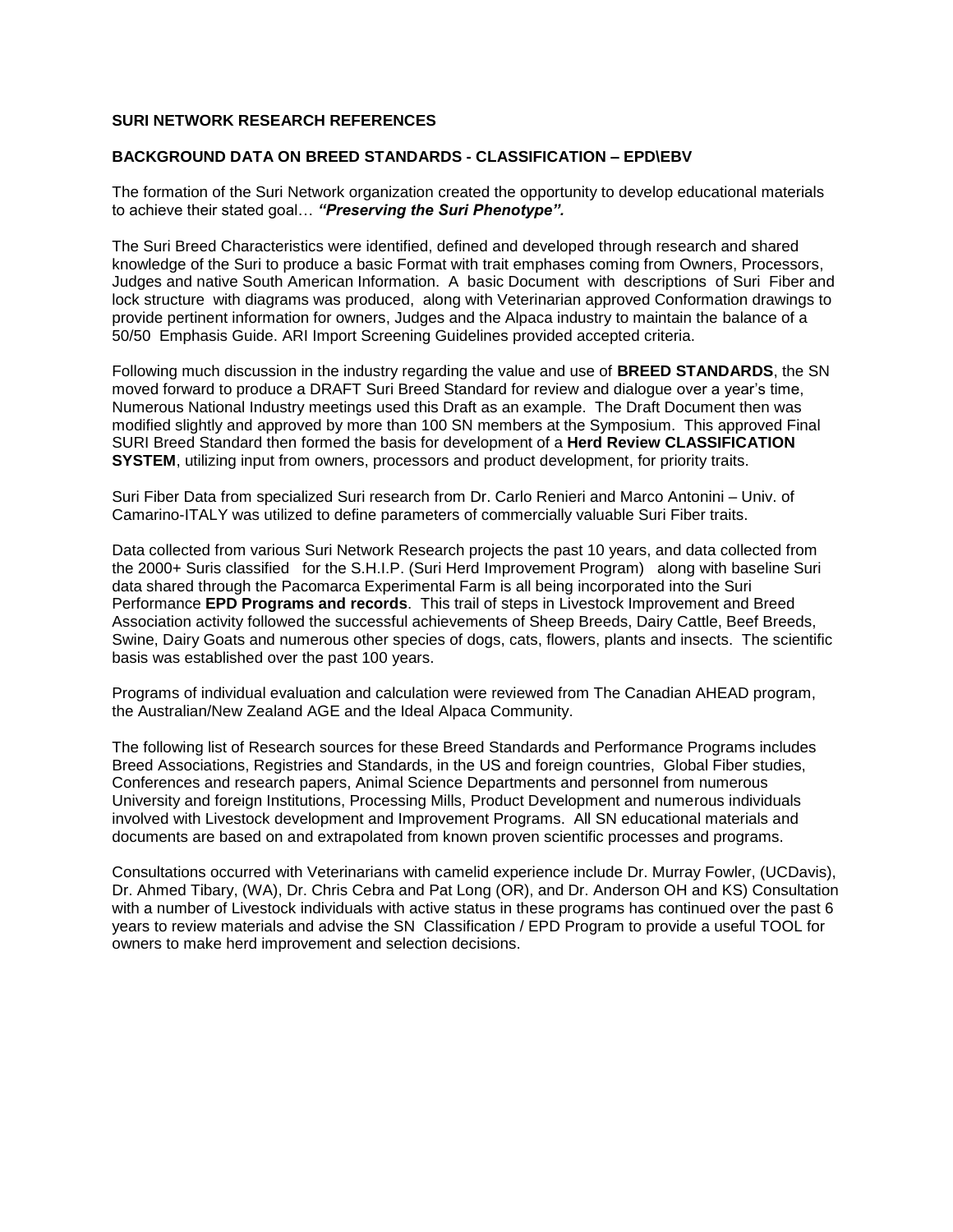## SURI NETWORK RESEARCH REFERENCES

### BACKGROUND DATA ON BREED STANDARDS - CLASSIFICATION – EPD\EBV

The formation of the Suri Network organization created the opportunity to develop educational materials to achieve their stated goal… ***"Preserving the Suri Phenotype".***

The Suri Breed Characteristics were identified, defined and developed through research and shared knowledge of the Suri to produce a basic Format with trait emphases coming from Owners, Processors, Judges and native South American Information. A basic Document with descriptions of Suri Fiber and lock structure with diagrams was produced, along with Veterinarian approved Conformation drawings to provide pertinent information for owners, Judges and the Alpaca industry to maintain the balance of a 50/50 Emphasis Guide. ARI Import Screening Guidelines provided accepted criteria.

Following much discussion in the industry regarding the value and use of **BREED STANDARDS**, the SN moved forward to produce a DRAFT Suri Breed Standard for review and dialogue over a year's time, Numerous National Industry meetings used this Draft as an example. The Draft Document then was modified slightly and approved by more than 100 SN members at the Symposium. This approved Final SURI Breed Standard then formed the basis for development of a **Herd Review CLASSIFICATION SYSTEM**, utilizing input from owners, processors and product development, for priority traits.

Suri Fiber Data from specialized Suri research from Dr. Carlo Renieri and Marco Antonini – Univ. of Camarino-ITALY was utilized to define parameters of commercially valuable Suri Fiber traits.

Data collected from various Suri Network Research projects the past 10 years, and data collected from the 2000+ Suris classified for the S.H.I.P. (Suri Herd Improvement Program) along with baseline Suri data shared through the Pacomarca Experimental Farm is all being incorporated into the Suri Performance **EPD Programs and records**. This trail of steps in Livestock Improvement and Breed Association activity followed the successful achievements of Sheep Breeds, Dairy Cattle, Beef Breeds, Swine, Dairy Goats and numerous other species of dogs, cats, flowers, plants and insects. The scientific basis was established over the past 100 years.

Programs of individual evaluation and calculation were reviewed from The Canadian AHEAD program, the Australian/New Zealand AGE and the Ideal Alpaca Community.

The following list of Research sources for these Breed Standards and Performance Programs includes Breed Associations, Registries and Standards, in the US and foreign countries, Global Fiber studies, Conferences and research papers, Animal Science Departments and personnel from numerous University and foreign Institutions, Processing Mills, Product Development and numerous individuals involved with Livestock development and Improvement Programs. All SN educational materials and documents are based on and extrapolated from known proven scientific processes and programs.

Consultations occurred with Veterinarians with camelid experience include Dr. Murray Fowler, (UCDavis), Dr. Ahmed Tibary, (WA), Dr. Chris Cebra and Pat Long (OR), and Dr. Anderson OH and KS) Consultation with a number of Livestock individuals with active status in these programs has continued over the past 6 years to review materials and advise the SN Classification / EPD Program to provide a useful TOOL for owners to make herd improvement and selection decisions.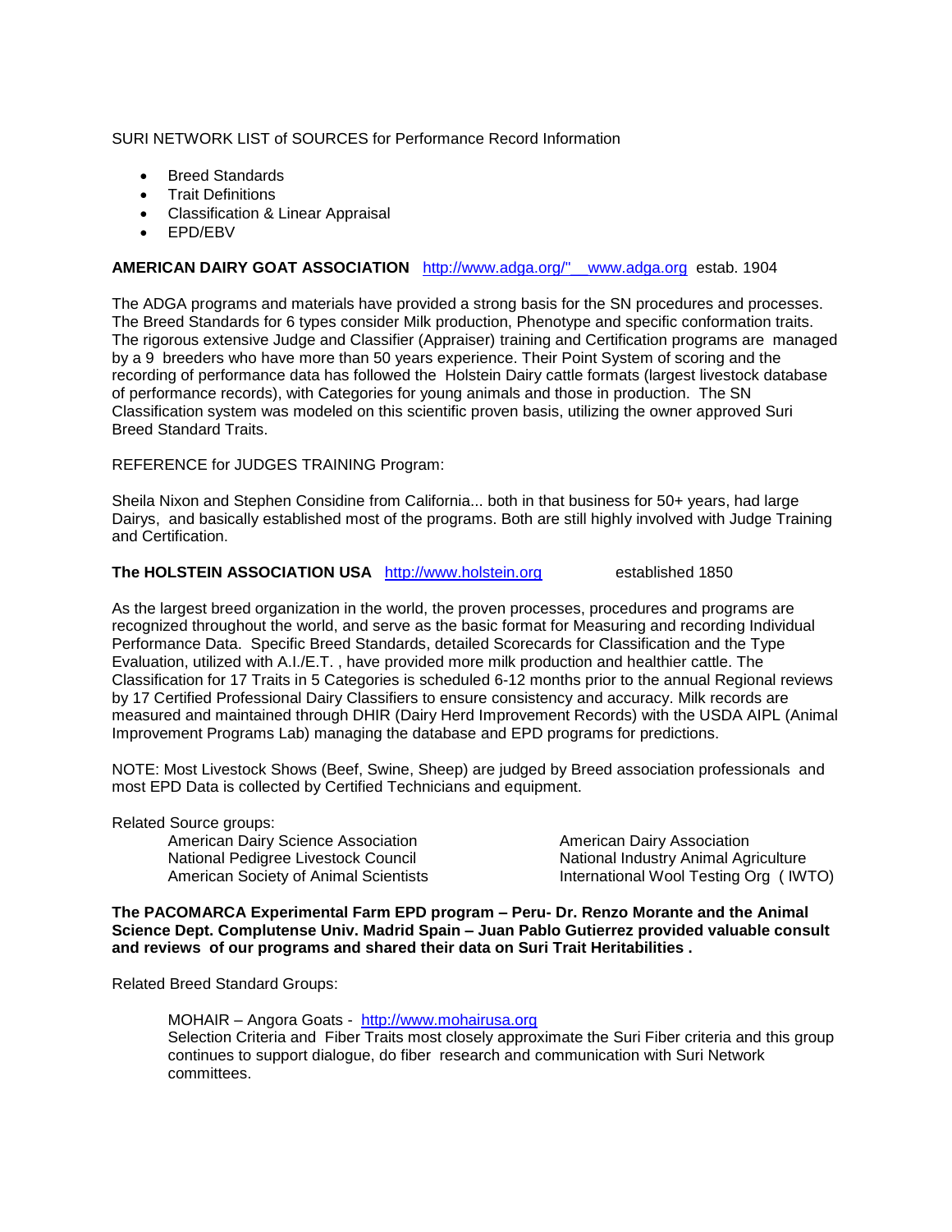SURI NETWORK LIST of SOURCES for Performance Record Information

- Breed Standards
- Trait Definitions
- Classification & Linear Appraisal
- EPD/EBV

**AMERICAN DAIRY GOAT ASSOCIATION** http://www.adga.org/" www.adga.org estab. 1904

The ADGA programs and materials have provided a strong basis for the SN procedures and processes. The Breed Standards for 6 types consider Milk production, Phenotype and specific conformation traits. The rigorous extensive Judge and Classifier (Appraiser) training and Certification programs are managed by a 9 breeders who have more than 50 years experience. Their Point System of scoring and the recording of performance data has followed the Holstein Dairy cattle formats (largest livestock database of performance records), with Categories for young animals and those in production. The SN Classification system was modeled on this scientific proven basis, utilizing the owner approved Suri Breed Standard Traits.

REFERENCE for JUDGES TRAINING Program:

Sheila Nixon and Stephen Considine from California... both in that business for 50+ years, had large Dairys, and basically established most of the programs. Both are still highly involved with Judge Training and Certification.

**The HOLSTEIN ASSOCIATION USA** http://www.holstein.org established 1850

As the largest breed organization in the world, the proven processes, procedures and programs are recognized throughout the world, and serve as the basic format for Measuring and recording Individual Performance Data. Specific Breed Standards, detailed Scorecards for Classification and the Type Evaluation, utilized with A.I./E.T. , have provided more milk production and healthier cattle. The Classification for 17 Traits in 5 Categories is scheduled 6-12 months prior to the annual Regional reviews by 17 Certified Professional Dairy Classifiers to ensure consistency and accuracy. Milk records are measured and maintained through DHIR (Dairy Herd Improvement Records) with the USDA AIPL (Animal Improvement Programs Lab) managing the database and EPD programs for predictions.

NOTE: Most Livestock Shows (Beef, Swine, Sheep) are judged by Breed association professionals and most EPD Data is collected by Certified Technicians and equipment.

Related Source groups:

- American Dairy Science Association
- National Pedigree Livestock Council
- American Society of Animal Scientists
- American Dairy Association
- National Industry Animal Agriculture
- International Wool Testing Org ( IWTO)

**The PACOMARCA Experimental Farm EPD program – Peru- Dr. Renzo Morante and the Animal Science Dept. Complutense Univ. Madrid Spain – Juan Pablo Gutierrez provided valuable consult and reviews of our programs and shared their data on Suri Trait Heritabilities .**

Related Breed Standard Groups:

MOHAIR – Angora Goats - http://www.mohairusa.org
Selection Criteria and Fiber Traits most closely approximate the Suri Fiber criteria and this group continues to support dialogue, do fiber research and communication with Suri Network committees.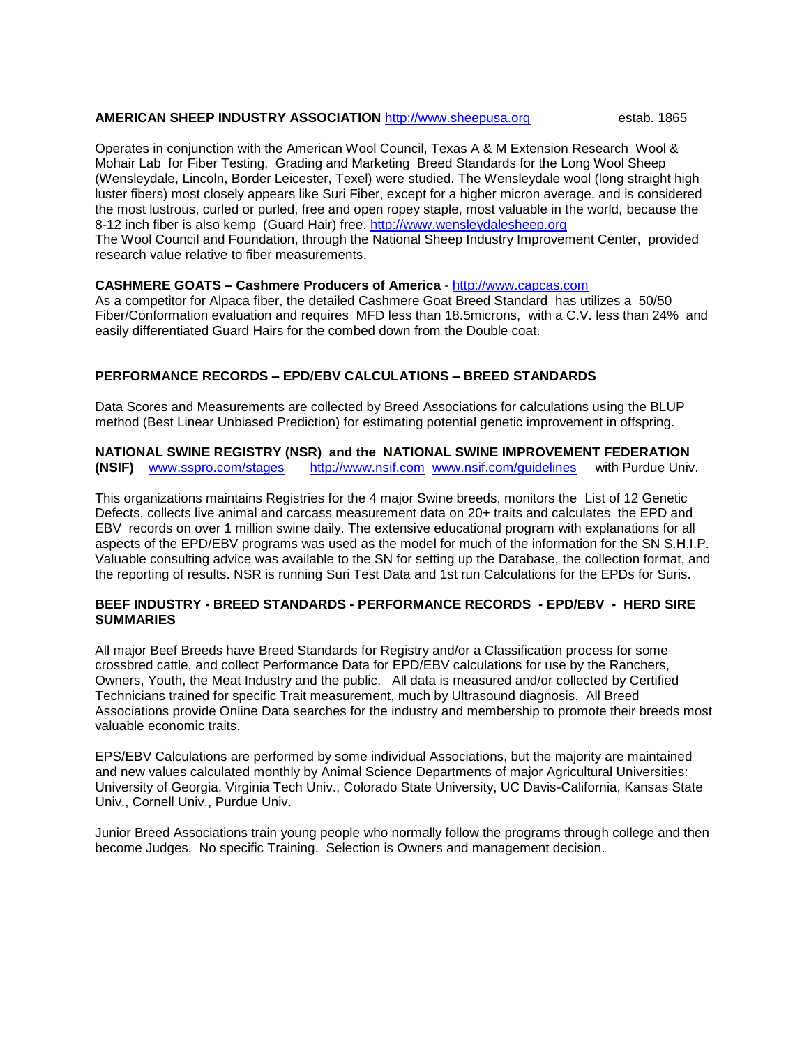**AMERICAN SHEEP INDUSTRY ASSOCIATION** http://www.sheepusa.org estab. 1865

Operates in conjunction with the American Wool Council, Texas A & M Extension Research Wool & Mohair Lab for Fiber Testing, Grading and Marketing Breed Standards for the Long Wool Sheep (Wensleydale, Lincoln, Border Leicester, Texel) were studied. The Wensleydale wool (long straight high luster fibers) most closely appears like Suri Fiber, except for a higher micron average, and is considered the most lustrous, curled or purled, free and open ropey staple, most valuable in the world, because the 8-12 inch fiber is also kemp (Guard Hair) free. http://www.wensleydalesheep.org
The Wool Council and Foundation, through the National Sheep Industry Improvement Center, provided research value relative to fiber measurements.

**CASHMERE GOATS – Cashmere Producers of America** - http://www.capcas.com
As a competitor for Alpaca fiber, the detailed Cashmere Goat Breed Standard has utilizes a 50/50 Fiber/Conformation evaluation and requires MFD less than 18.5microns, with a C.V. less than 24% and easily differentiated Guard Hairs for the combed down from the Double coat.

**PERFORMANCE RECORDS – EPD/EBV CALCULATIONS – BREED STANDARDS**

Data Scores and Measurements are collected by Breed Associations for calculations using the BLUP method (Best Linear Unbiased Prediction) for estimating potential genetic improvement in offspring.

**NATIONAL SWINE REGISTRY (NSR) and the NATIONAL SWINE IMPROVEMENT FEDERATION (NSIF)** www.sspro.com/stages http://www.nsif.com www.nsif.com/guidelines with Purdue Univ.

This organizations maintains Registries for the 4 major Swine breeds, monitors the List of 12 Genetic Defects, collects live animal and carcass measurement data on 20+ traits and calculates the EPD and EBV records on over 1 million swine daily. The extensive educational program with explanations for all aspects of the EPD/EBV programs was used as the model for much of the information for the SN S.H.I.P. Valuable consulting advice was available to the SN for setting up the Database, the collection format, and the reporting of results. NSR is running Suri Test Data and 1st run Calculations for the EPDs for Suris.

**BEEF INDUSTRY - BREED STANDARDS - PERFORMANCE RECORDS - EPD/EBV - HERD SIRE SUMMARIES**

All major Beef Breeds have Breed Standards for Registry and/or a Classification process for some crossbred cattle, and collect Performance Data for EPD/EBV calculations for use by the Ranchers, Owners, Youth, the Meat Industry and the public. All data is measured and/or collected by Certified Technicians trained for specific Trait measurement, much by Ultrasound diagnosis. All Breed Associations provide Online Data searches for the industry and membership to promote their breeds most valuable economic traits.

EPS/EBV Calculations are performed by some individual Associations, but the majority are maintained and new values calculated monthly by Animal Science Departments of major Agricultural Universities: University of Georgia, Virginia Tech Univ., Colorado State University, UC Davis-California, Kansas State Univ., Cornell Univ., Purdue Univ.

Junior Breed Associations train young people who normally follow the programs through college and then become Judges. No specific Training. Selection is Owners and management decision.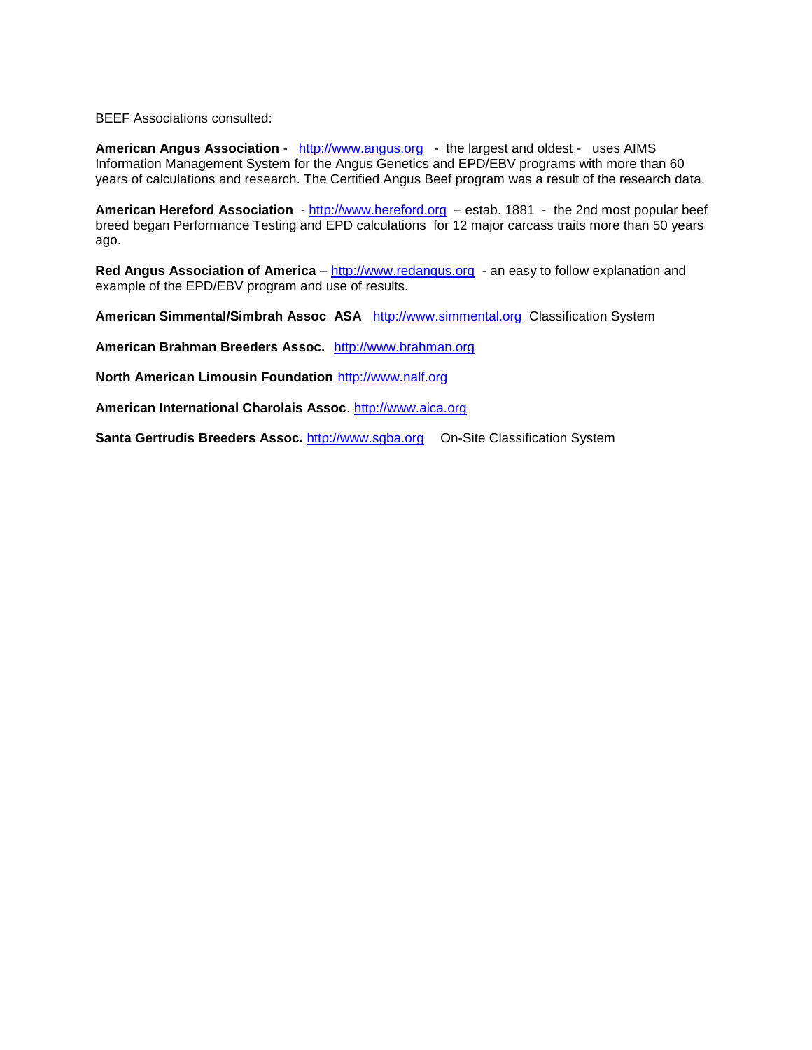BEEF Associations consulted:

**American Angus Association** - [http://www.angus.org](http://www.angus.org) - the largest and oldest - uses AIMS Information Management System for the Angus Genetics and EPD/EBV programs with more than 60 years of calculations and research. The Certified Angus Beef program was a result of the research data.

**American Hereford Association** - [http://www.hereford.org](http://www.hereford.org) – estab. 1881 - the 2nd most popular beef breed began Performance Testing and EPD calculations for 12 major carcass traits more than 50 years ago.

**Red Angus Association of America** – [http://www.redangus.org](http://www.redangus.org) - an easy to follow explanation and example of the EPD/EBV program and use of results.

**American Simmental/Simbrah Assoc ASA** [http://www.simmental.org](http://www.simmental.org) Classification System

**American Brahman Breeders Assoc.** [http://www.brahman.org](http://www.brahman.org)

**North American Limousin Foundation** [http://www.nalf.org](http://www.nalf.org)

**American International Charolais Assoc**. [http://www.aica.org](http://www.aica.org)

**Santa Gertrudis Breeders Assoc.** [http://www.sgba.org](http://www.sgba.org) On-Site Classification System